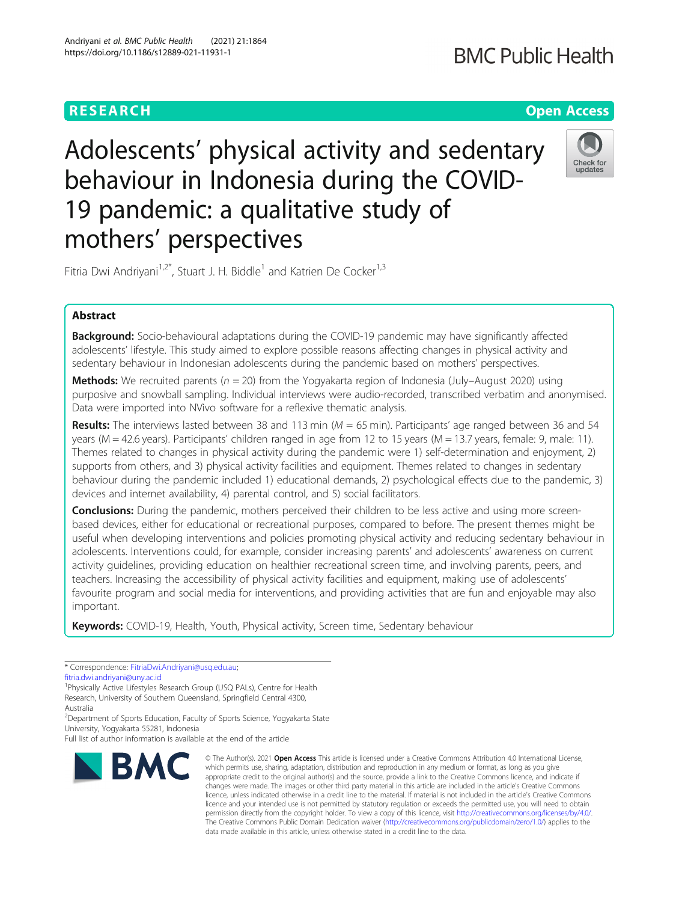RESEARCH | Open Access

# Adolescents' physical activity and sedentary behaviour in Indonesia during the COVID-19 pandemic: a qualitative study of mothers' perspectives

Fitria Dwi Andriyani[1,2*], Stuart J. H. Biddle[1] and Katrien De Cocker[1,3]

## Abstract

**Background:** Socio-behavioural adaptations during the COVID-19 pandemic may have significantly affected adolescents' lifestyle. This study aimed to explore possible reasons affecting changes in physical activity and sedentary behaviour in Indonesian adolescents during the pandemic based on mothers' perspectives.

**Methods:** We recruited parents (*n* = 20) from the Yogyakarta region of Indonesia (July–August 2020) using purposive and snowball sampling. Individual interviews were audio-recorded, transcribed verbatim and anonymised. Data were imported into NVivo software for a reflexive thematic analysis.

**Results:** The interviews lasted between 38 and 113 min (*M* = 65 min). Participants' age ranged between 36 and 54 years (M = 42.6 years). Participants' children ranged in age from 12 to 15 years (M = 13.7 years, female: 9, male: 11). Themes related to changes in physical activity during the pandemic were 1) self-determination and enjoyment, 2) supports from others, and 3) physical activity facilities and equipment. Themes related to changes in sedentary behaviour during the pandemic included 1) educational demands, 2) psychological effects due to the pandemic, 3) devices and internet availability, 4) parental control, and 5) social facilitators.

**Conclusions:** During the pandemic, mothers perceived their children to be less active and using more screen-based devices, either for educational or recreational purposes, compared to before. The present themes might be useful when developing interventions and policies promoting physical activity and reducing sedentary behaviour in adolescents. Interventions could, for example, consider increasing parents' and adolescents' awareness on current activity guidelines, providing education on healthier recreational screen time, and involving parents, peers, and teachers. Increasing the accessibility of physical activity facilities and equipment, making use of adolescents' favourite program and social media for interventions, and providing activities that are fun and enjoyable may also important.

**Keywords:** COVID-19, Health, Youth, Physical activity, Screen time, Sedentary behaviour

---

\* Correspondence: FitriaDwi.Andriyani@usq.edu.au; fitria.dwi.andriyani@uny.ac.id

[1]Physically Active Lifestyles Research Group (USQ PALs), Centre for Health Research, University of Southern Queensland, Springfield Central 4300, Australia

[2]Department of Sports Education, Faculty of Sports Science, Yogyakarta State University, Yogyakarta 55281, Indonesia

Full list of author information is available at the end of the article

© The Author(s). 2021 **Open Access** This article is licensed under a Creative Commons Attribution 4.0 International License, which permits use, sharing, adaptation, distribution and reproduction in any medium or format, as long as you give appropriate credit to the original author(s) and the source, provide a link to the Creative Commons licence, and indicate if changes were made. The images or other third party material in this article are included in the article's Creative Commons licence, unless indicated otherwise in a credit line to the material. If material is not included in the article's Creative Commons licence and your intended use is not permitted by statutory regulation or exceeds the permitted use, you will need to obtain permission directly from the copyright holder. To view a copy of this licence, visit http://creativecommons.org/licenses/by/4.0/. The Creative Commons Public Domain Dedication waiver (http://creativecommons.org/publicdomain/zero/1.0/) applies to the data made available in this article, unless otherwise stated in a credit line to the data.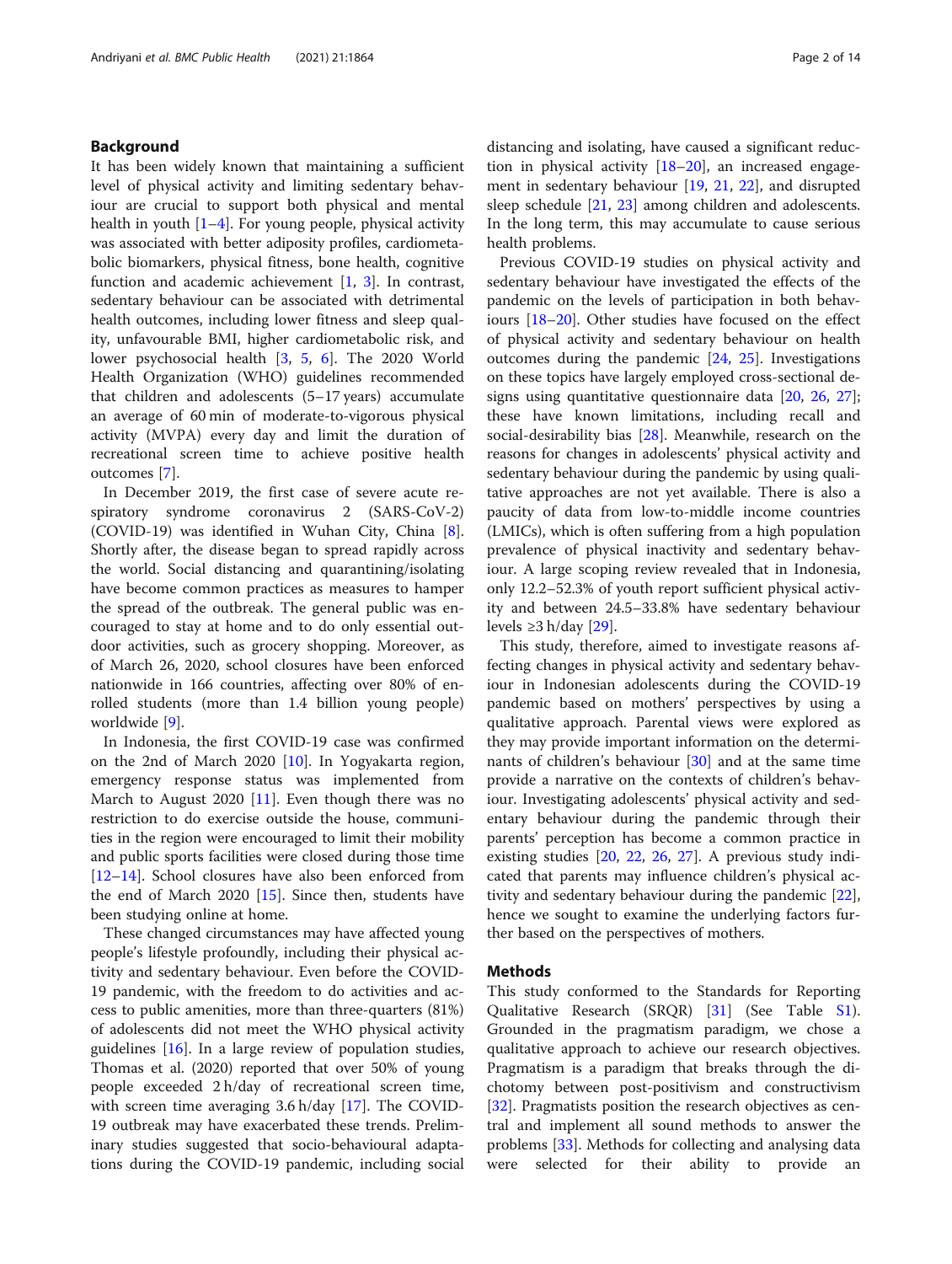## Background

It has been widely known that maintaining a sufficient level of physical activity and limiting sedentary behaviour are crucial to support both physical and mental health in youth [1–4]. For young people, physical activity was associated with better adiposity profiles, cardiometabolic biomarkers, physical fitness, bone health, cognitive function and academic achievement [1, 3]. In contrast, sedentary behaviour can be associated with detrimental health outcomes, including lower fitness and sleep quality, unfavourable BMI, higher cardiometabolic risk, and lower psychosocial health [3, 5, 6]. The 2020 World Health Organization (WHO) guidelines recommended that children and adolescents (5–17 years) accumulate an average of 60 min of moderate-to-vigorous physical activity (MVPA) every day and limit the duration of recreational screen time to achieve positive health outcomes [7].

In December 2019, the first case of severe acute respiratory syndrome coronavirus 2 (SARS-CoV-2) (COVID-19) was identified in Wuhan City, China [8]. Shortly after, the disease began to spread rapidly across the world. Social distancing and quarantining/isolating have become common practices as measures to hamper the spread of the outbreak. The general public was encouraged to stay at home and to do only essential outdoor activities, such as grocery shopping. Moreover, as of March 26, 2020, school closures have been enforced nationwide in 166 countries, affecting over 80% of enrolled students (more than 1.4 billion young people) worldwide [9].

In Indonesia, the first COVID-19 case was confirmed on the 2nd of March 2020 [10]. In Yogyakarta region, emergency response status was implemented from March to August 2020 [11]. Even though there was no restriction to do exercise outside the house, communities in the region were encouraged to limit their mobility and public sports facilities were closed during those time [12–14]. School closures have also been enforced from the end of March 2020 [15]. Since then, students have been studying online at home.

These changed circumstances may have affected young people's lifestyle profoundly, including their physical activity and sedentary behaviour. Even before the COVID-19 pandemic, with the freedom to do activities and access to public amenities, more than three-quarters (81%) of adolescents did not meet the WHO physical activity guidelines [16]. In a large review of population studies, Thomas et al. (2020) reported that over 50% of young people exceeded 2 h/day of recreational screen time, with screen time averaging 3.6 h/day [17]. The COVID-19 outbreak may have exacerbated these trends. Preliminary studies suggested that socio-behavioural adaptations during the COVID-19 pandemic, including social distancing and isolating, have caused a significant reduction in physical activity [18–20], an increased engagement in sedentary behaviour [19, 21, 22], and disrupted sleep schedule [21, 23] among children and adolescents. In the long term, this may accumulate to cause serious health problems.

Previous COVID-19 studies on physical activity and sedentary behaviour have investigated the effects of the pandemic on the levels of participation in both behaviours [18–20]. Other studies have focused on the effect of physical activity and sedentary behaviour on health outcomes during the pandemic [24, 25]. Investigations on these topics have largely employed cross-sectional designs using quantitative questionnaire data [20, 26, 27]; these have known limitations, including recall and social-desirability bias [28]. Meanwhile, research on the reasons for changes in adolescents' physical activity and sedentary behaviour during the pandemic by using qualitative approaches are not yet available. There is also a paucity of data from low-to-middle income countries (LMICs), which is often suffering from a high population prevalence of physical inactivity and sedentary behaviour. A large scoping review revealed that in Indonesia, only 12.2–52.3% of youth report sufficient physical activity and between 24.5–33.8% have sedentary behaviour levels ≥3 h/day [29].

This study, therefore, aimed to investigate reasons affecting changes in physical activity and sedentary behaviour in Indonesian adolescents during the COVID-19 pandemic based on mothers' perspectives by using a qualitative approach. Parental views were explored as they may provide important information on the determinants of children's behaviour [30] and at the same time provide a narrative on the contexts of children's behaviour. Investigating adolescents' physical activity and sedentary behaviour during the pandemic through their parents' perception has become a common practice in existing studies [20, 22, 26, 27]. A previous study indicated that parents may influence children's physical activity and sedentary behaviour during the pandemic [22], hence we sought to examine the underlying factors further based on the perspectives of mothers.

## Methods

This study conformed to the Standards for Reporting Qualitative Research (SRQR) [31] (See Table S1). Grounded in the pragmatism paradigm, we chose a qualitative approach to achieve our research objectives. Pragmatism is a paradigm that breaks through the dichotomy between post-positivism and constructivism [32]. Pragmatists position the research objectives as central and implement all sound methods to answer the problems [33]. Methods for collecting and analysing data were selected for their ability to provide an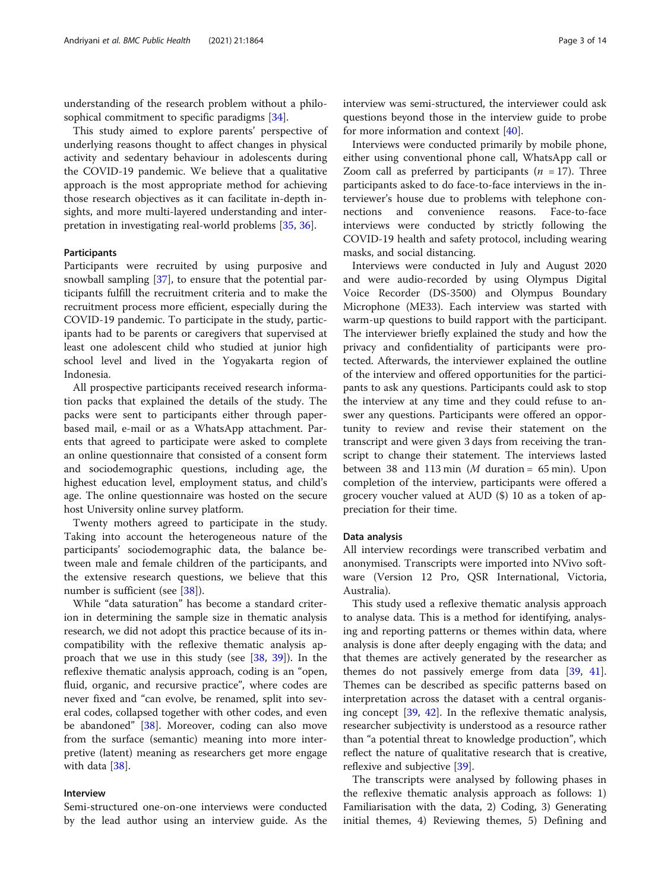understanding of the research problem without a philosophical commitment to specific paradigms [34].

This study aimed to explore parents' perspective of underlying reasons thought to affect changes in physical activity and sedentary behaviour in adolescents during the COVID-19 pandemic. We believe that a qualitative approach is the most appropriate method for achieving those research objectives as it can facilitate in-depth insights, and more multi-layered understanding and interpretation in investigating real-world problems [35, 36].

### Participants

Participants were recruited by using purposive and snowball sampling [37], to ensure that the potential participants fulfill the recruitment criteria and to make the recruitment process more efficient, especially during the COVID-19 pandemic. To participate in the study, participants had to be parents or caregivers that supervised at least one adolescent child who studied at junior high school level and lived in the Yogyakarta region of Indonesia.

All prospective participants received research information packs that explained the details of the study. The packs were sent to participants either through paper-based mail, e-mail or as a WhatsApp attachment. Parents that agreed to participate were asked to complete an online questionnaire that consisted of a consent form and sociodemographic questions, including age, the highest education level, employment status, and child's age. The online questionnaire was hosted on the secure host University online survey platform.

Twenty mothers agreed to participate in the study. Taking into account the heterogeneous nature of the participants' sociodemographic data, the balance between male and female children of the participants, and the extensive research questions, we believe that this number is sufficient (see [38]).

While "data saturation" has become a standard criterion in determining the sample size in thematic analysis research, we did not adopt this practice because of its incompatibility with the reflexive thematic analysis approach that we use in this study (see [38, 39]). In the reflexive thematic analysis approach, coding is an "open, fluid, organic, and recursive practice", where codes are never fixed and "can evolve, be renamed, split into several codes, collapsed together with other codes, and even be abandoned" [38]. Moreover, coding can also move from the surface (semantic) meaning into more interpretive (latent) meaning as researchers get more engage with data [38].

### Interview

Semi-structured one-on-one interviews were conducted by the lead author using an interview guide. As the interview was semi-structured, the interviewer could ask questions beyond those in the interview guide to probe for more information and context [40].

Interviews were conducted primarily by mobile phone, either using conventional phone call, WhatsApp call or Zoom call as preferred by participants ($n$ = 17). Three participants asked to do face-to-face interviews in the interviewer's house due to problems with telephone connections and convenience reasons. Face-to-face interviews were conducted by strictly following the COVID-19 health and safety protocol, including wearing masks, and social distancing.

Interviews were conducted in July and August 2020 and were audio-recorded by using Olympus Digital Voice Recorder (DS-3500) and Olympus Boundary Microphone (ME33). Each interview was started with warm-up questions to build rapport with the participant. The interviewer briefly explained the study and how the privacy and confidentiality of participants were protected. Afterwards, the interviewer explained the outline of the interview and offered opportunities for the participants to ask any questions. Participants could ask to stop the interview at any time and they could refuse to answer any questions. Participants were offered an opportunity to review and revise their statement on the transcript and were given 3 days from receiving the transcript to change their statement. The interviews lasted between 38 and 113 min ($M$ duration = 65 min). Upon completion of the interview, participants were offered a grocery voucher valued at AUD ($) 10 as a token of appreciation for their time.

### Data analysis

All interview recordings were transcribed verbatim and anonymised. Transcripts were imported into NVivo software (Version 12 Pro, QSR International, Victoria, Australia).

This study used a reflexive thematic analysis approach to analyse data. This is a method for identifying, analysing and reporting patterns or themes within data, where analysis is done after deeply engaging with the data; and that themes are actively generated by the researcher as themes do not passively emerge from data [39, 41]. Themes can be described as specific patterns based on interpretation across the dataset with a central organising concept [39, 42]. In the reflexive thematic analysis, researcher subjectivity is understood as a resource rather than "a potential threat to knowledge production", which reflect the nature of qualitative research that is creative, reflexive and subjective [39].

The transcripts were analysed by following phases in the reflexive thematic analysis approach as follows: 1) Familiarisation with the data, 2) Coding, 3) Generating initial themes, 4) Reviewing themes, 5) Defining and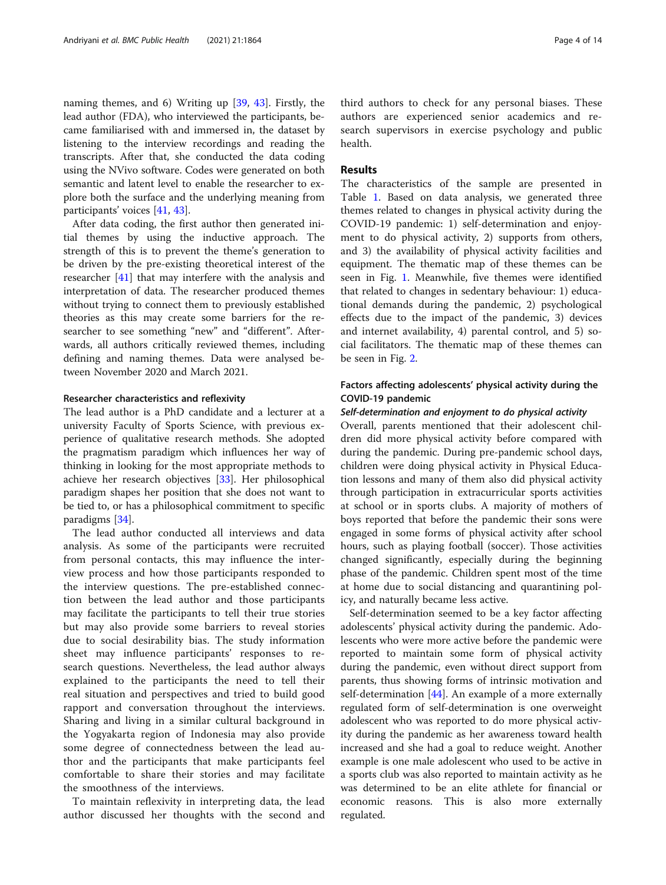naming themes, and 6) Writing up [39, 43]. Firstly, the lead author (FDA), who interviewed the participants, became familiarised with and immersed in, the dataset by listening to the interview recordings and reading the transcripts. After that, she conducted the data coding using the NVivo software. Codes were generated on both semantic and latent level to enable the researcher to explore both the surface and the underlying meaning from participants' voices [41, 43].

After data coding, the first author then generated initial themes by using the inductive approach. The strength of this is to prevent the theme's generation to be driven by the pre-existing theoretical interest of the researcher [41] that may interfere with the analysis and interpretation of data. The researcher produced themes without trying to connect them to previously established theories as this may create some barriers for the researcher to see something "new" and "different". Afterwards, all authors critically reviewed themes, including defining and naming themes. Data were analysed between November 2020 and March 2021.

### Researcher characteristics and reflexivity

The lead author is a PhD candidate and a lecturer at a university Faculty of Sports Science, with previous experience of qualitative research methods. She adopted the pragmatism paradigm which influences her way of thinking in looking for the most appropriate methods to achieve her research objectives [33]. Her philosophical paradigm shapes her position that she does not want to be tied to, or has a philosophical commitment to specific paradigms [34].

The lead author conducted all interviews and data analysis. As some of the participants were recruited from personal contacts, this may influence the interview process and how those participants responded to the interview questions. The pre-established connection between the lead author and those participants may facilitate the participants to tell their true stories but may also provide some barriers to reveal stories due to social desirability bias. The study information sheet may influence participants' responses to research questions. Nevertheless, the lead author always explained to the participants the need to tell their real situation and perspectives and tried to build good rapport and conversation throughout the interviews. Sharing and living in a similar cultural background in the Yogyakarta region of Indonesia may also provide some degree of connectedness between the lead author and the participants that make participants feel comfortable to share their stories and may facilitate the smoothness of the interviews.

To maintain reflexivity in interpreting data, the lead author discussed her thoughts with the second and third authors to check for any personal biases. These authors are experienced senior academics and research supervisors in exercise psychology and public health.

## Results

The characteristics of the sample are presented in Table 1. Based on data analysis, we generated three themes related to changes in physical activity during the COVID-19 pandemic: 1) self-determination and enjoyment to do physical activity, 2) supports from others, and 3) the availability of physical activity facilities and equipment. The thematic map of these themes can be seen in Fig. 1. Meanwhile, five themes were identified that related to changes in sedentary behaviour: 1) educational demands during the pandemic, 2) psychological effects due to the impact of the pandemic, 3) devices and internet availability, 4) parental control, and 5) social facilitators. The thematic map of these themes can be seen in Fig. 2.

### Factors affecting adolescents' physical activity during the COVID-19 pandemic

#### *Self-determination and enjoyment to do physical activity*

Overall, parents mentioned that their adolescent children did more physical activity before compared with during the pandemic. During pre-pandemic school days, children were doing physical activity in Physical Education lessons and many of them also did physical activity through participation in extracurricular sports activities at school or in sports clubs. A majority of mothers of boys reported that before the pandemic their sons were engaged in some forms of physical activity after school hours, such as playing football (soccer). Those activities changed significantly, especially during the beginning phase of the pandemic. Children spent most of the time at home due to social distancing and quarantining policy, and naturally became less active.

Self-determination seemed to be a key factor affecting adolescents' physical activity during the pandemic. Adolescents who were more active before the pandemic were reported to maintain some form of physical activity during the pandemic, even without direct support from parents, thus showing forms of intrinsic motivation and self-determination [44]. An example of a more externally regulated form of self-determination is one overweight adolescent who was reported to do more physical activity during the pandemic as her awareness toward health increased and she had a goal to reduce weight. Another example is one male adolescent who used to be active in a sports club was also reported to maintain activity as he was determined to be an elite athlete for financial or economic reasons. This is also more externally regulated.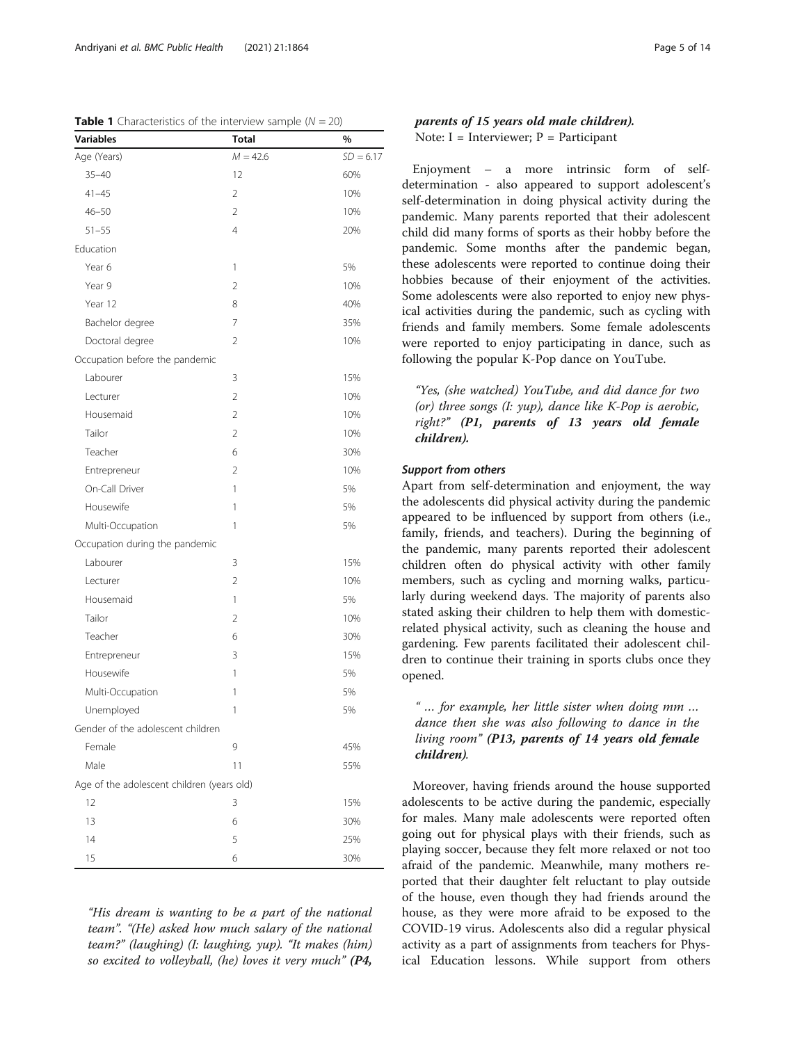**Table 1** Characteristics of the interview sample ($N = 20$)

| Variables | Total | % |
|---|---|---|
| Age (Years) | $M = 42.6$ | $SD = 6.17$ |
| 35–40 | 12 | 60% |
| 41–45 | 2 | 10% |
| 46–50 | 2 | 10% |
| 51–55 | 4 | 20% |
| Education | | |
| Year 6 | 1 | 5% |
| Year 9 | 2 | 10% |
| Year 12 | 8 | 40% |
| Bachelor degree | 7 | 35% |
| Doctoral degree | 2 | 10% |
| Occupation before the pandemic | | |
| Labourer | 3 | 15% |
| Lecturer | 2 | 10% |
| Housemaid | 2 | 10% |
| Tailor | 2 | 10% |
| Teacher | 6 | 30% |
| Entrepreneur | 2 | 10% |
| On-Call Driver | 1 | 5% |
| Housewife | 1 | 5% |
| Multi-Occupation | 1 | 5% |
| Occupation during the pandemic | | |
| Labourer | 3 | 15% |
| Lecturer | 2 | 10% |
| Housemaid | 1 | 5% |
| Tailor | 2 | 10% |
| Teacher | 6 | 30% |
| Entrepreneur | 3 | 15% |
| Housewife | 1 | 5% |
| Multi-Occupation | 1 | 5% |
| Unemployed | 1 | 5% |
| Gender of the adolescent children | | |
| Female | 9 | 45% |
| Male | 11 | 55% |
| Age of the adolescent children (years old) | | |
| 12 | 3 | 15% |
| 13 | 6 | 30% |
| 14 | 5 | 25% |
| 15 | 6 | 30% |

> *"His dream is wanting to be a part of the national team". "(He) asked how much salary of the national team?" (laughing) (I: laughing, yup). "It makes (him) so excited to volleyball, (he) loves it very much"* ***(P4, parents of 15 years old male children).***

Note: I = Interviewer; P = Participant

Enjoyment – a more intrinsic form of self-determination - also appeared to support adolescent's self-determination in doing physical activity during the pandemic. Many parents reported that their adolescent child did many forms of sports as their hobby before the pandemic. Some months after the pandemic began, these adolescents were reported to continue doing their hobbies because of their enjoyment of the activities. Some adolescents were also reported to enjoy new physical activities during the pandemic, such as cycling with friends and family members. Some female adolescents were reported to enjoy participating in dance, such as following the popular K-Pop dance on YouTube.

> *"Yes, (she watched) YouTube, and did dance for two (or) three songs (I: yup), dance like K-Pop is aerobic, right?"* ***(P1, parents of 13 years old female children).***

#### Support from others

Apart from self-determination and enjoyment, the way the adolescents did physical activity during the pandemic appeared to be influenced by support from others (i.e., family, friends, and teachers). During the beginning of the pandemic, many parents reported their adolescent children often do physical activity with other family members, such as cycling and morning walks, particularly during weekend days. The majority of parents also stated asking their children to help them with domestic-related physical activity, such as cleaning the house and gardening. Few parents facilitated their adolescent children to continue their training in sports clubs once they opened.

> *" … for example, her little sister when doing mm … dance then she was also following to dance in the living room"* ***(P13, parents of 14 years old female children).***

Moreover, having friends around the house supported adolescents to be active during the pandemic, especially for males. Many male adolescents were reported often going out for physical plays with their friends, such as playing soccer, because they felt more relaxed or not too afraid of the pandemic. Meanwhile, many mothers reported that their daughter felt reluctant to play outside of the house, even though they had friends around the house, as they were more afraid to be exposed to the COVID-19 virus. Adolescents also did a regular physical activity as a part of assignments from teachers for Physical Education lessons. While support from others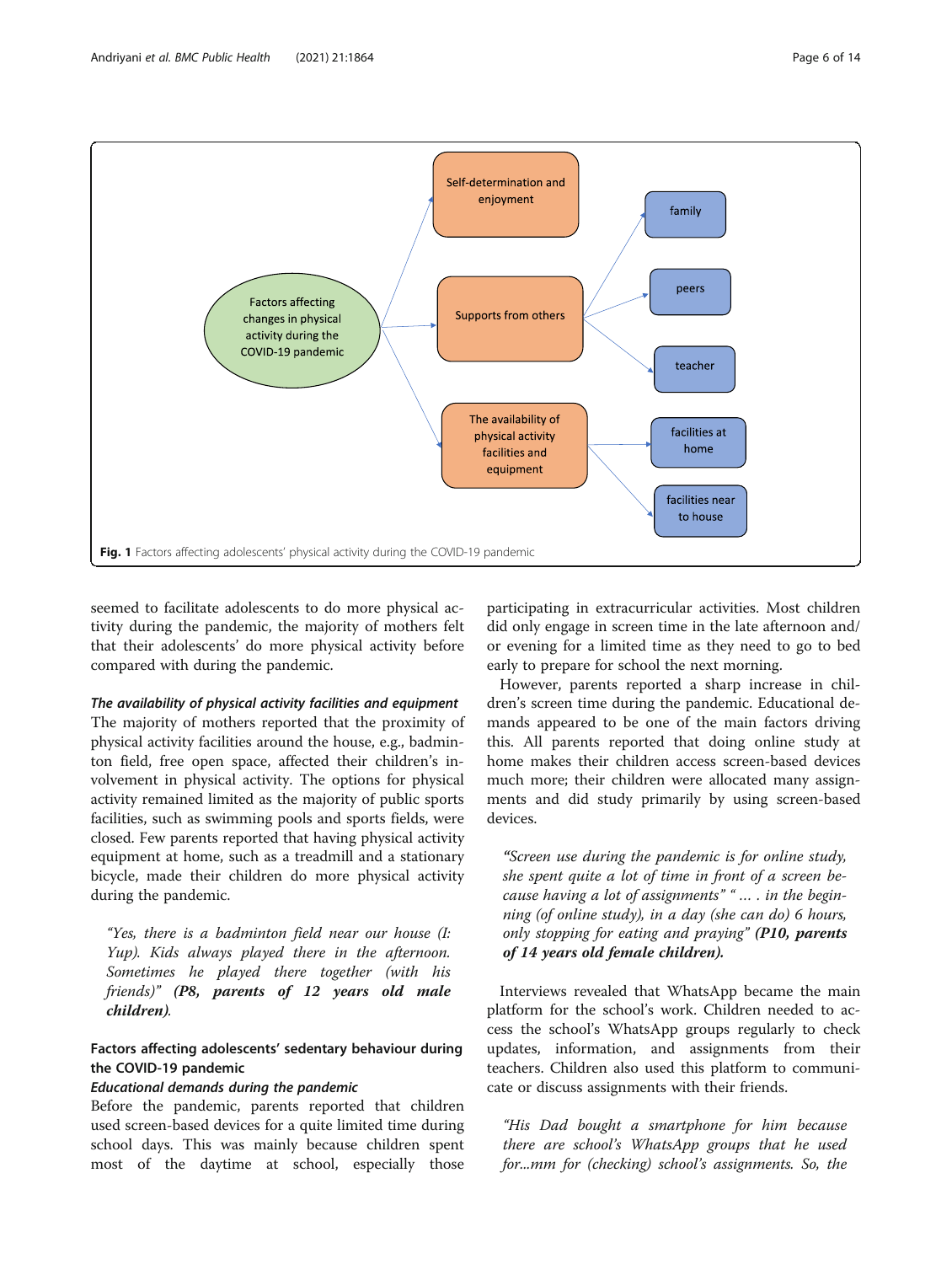Fig. 1 Factors affecting adolescents' physical activity during the COVID-19 pandemic

seemed to facilitate adolescents to do more physical activity during the pandemic, the majority of mothers felt that their adolescents' do more physical activity before compared with during the pandemic.

#### *The availability of physical activity facilities and equipment*

The majority of mothers reported that the proximity of physical activity facilities around the house, e.g., badminton field, free open space, affected their children's involvement in physical activity. The options for physical activity remained limited as the majority of public sports facilities, such as swimming pools and sports fields, were closed. Few parents reported that having physical activity equipment at home, such as a treadmill and a stationary bicycle, made their children do more physical activity during the pandemic.

> *"Yes, there is a badminton field near our house (I: Yup). Kids always played there in the afternoon. Sometimes he played there together (with his friends)"* ***(P8, parents of 12 years old male children).***

### Factors affecting adolescents' sedentary behaviour during the COVID-19 pandemic

#### *Educational demands during the pandemic*

Before the pandemic, parents reported that children used screen-based devices for a quite limited time during school days. This was mainly because children spent most of the daytime at school, especially those participating in extracurricular activities. Most children did only engage in screen time in the late afternoon and/or evening for a limited time as they need to go to bed early to prepare for school the next morning.

However, parents reported a sharp increase in children's screen time during the pandemic. Educational demands appeared to be one of the main factors driving this. All parents reported that doing online study at home makes their children access screen-based devices much more; their children were allocated many assignments and did study primarily by using screen-based devices.

> *"Screen use during the pandemic is for online study, she spent quite a lot of time in front of a screen because having a lot of assignments" "… . in the beginning (of online study), in a day (she can do) 6 hours, only stopping for eating and praying"* ***(P10, parents of 14 years old female children).***

Interviews revealed that WhatsApp became the main platform for the school's work. Children needed to access the school's WhatsApp groups regularly to check updates, information, and assignments from their teachers. Children also used this platform to communicate or discuss assignments with their friends.

> *"His Dad bought a smartphone for him because there are school's WhatsApp groups that he used for...mm for (checking) school's assignments. So, the*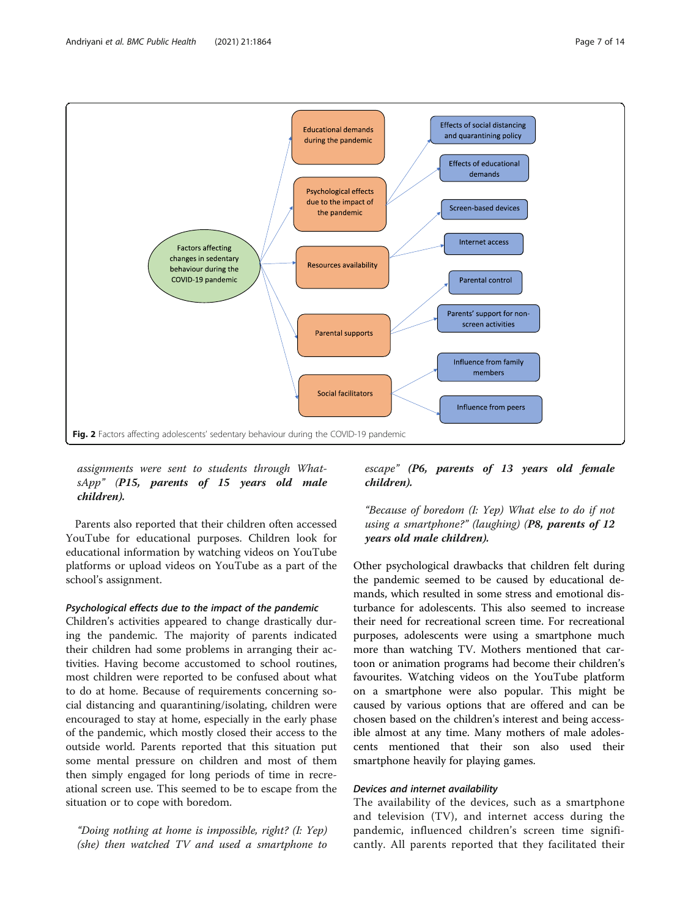- Factors affecting changes in sedentary behaviour during the COVID-19 pandemic
  - Educational demands during the pandemic
  - Psychological effects due to the impact of the pandemic
    - Effects of social distancing and quarantining policy
    - Effects of educational demands
  - Resources availability
    - Screen-based devices
    - Internet access
  - Parental supports
    - Parental control
    - Parents' support for non-screen activities
  - Social facilitators
    - Influence from family members
    - Influence from peers

**Fig. 2** Factors affecting adolescents' sedentary behaviour during the COVID-19 pandemic

*assignments were sent to students through WhatsApp"* **(P15, parents of 15 years old male children).**

Parents also reported that their children often accessed YouTube for educational purposes. Children look for educational information by watching videos on YouTube platforms or upload videos on YouTube as a part of the school's assignment.

#### *Psychological effects due to the impact of the pandemic*

Children's activities appeared to change drastically during the pandemic. The majority of parents indicated their children had some problems in arranging their activities. Having become accustomed to school routines, most children were reported to be confused about what to do at home. Because of requirements concerning social distancing and quarantining/isolating, children were encouraged to stay at home, especially in the early phase of the pandemic, which mostly closed their access to the outside world. Parents reported that this situation put some mental pressure on children and most of them then simply engaged for long periods of time in recreational screen use. This seemed to be to escape from the situation or to cope with boredom.

> *"Doing nothing at home is impossible, right? (I: Yep) (she) then watched TV and used a smartphone to escape"* **(P6, parents of 13 years old female children).**

> *"Because of boredom (I: Yep) What else to do if not using a smartphone?" (laughing)* **(P8, parents of 12 years old male children).**

Other psychological drawbacks that children felt during the pandemic seemed to be caused by educational demands, which resulted in some stress and emotional disturbance for adolescents. This also seemed to increase their need for recreational screen time. For recreational purposes, adolescents were using a smartphone much more than watching TV. Mothers mentioned that cartoon or animation programs had become their children's favourites. Watching videos on the YouTube platform on a smartphone were also popular. This might be caused by various options that are offered and can be chosen based on the children's interest and being accessible almost at any time. Many mothers of male adolescents mentioned that their son also used their smartphone heavily for playing games.

#### *Devices and internet availability*

The availability of the devices, such as a smartphone and television (TV), and internet access during the pandemic, influenced children's screen time significantly. All parents reported that they facilitated their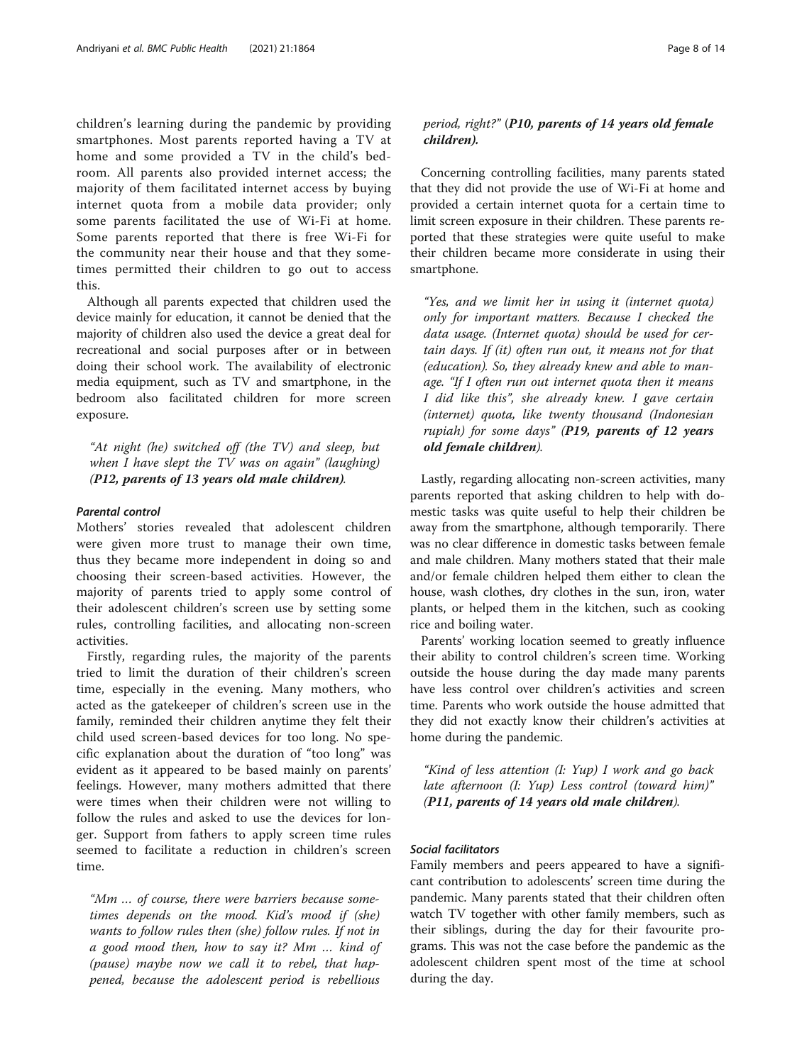children's learning during the pandemic by providing smartphones. Most parents reported having a TV at home and some provided a TV in the child's bedroom. All parents also provided internet access; the majority of them facilitated internet access by buying internet quota from a mobile data provider; only some parents facilitated the use of Wi-Fi at home. Some parents reported that there is free Wi-Fi for the community near their house and that they sometimes permitted their children to go out to access this.

Although all parents expected that children used the device mainly for education, it cannot be denied that the majority of children also used the device a great deal for recreational and social purposes after or in between doing their school work. The availability of electronic media equipment, such as TV and smartphone, in the bedroom also facilitated children for more screen exposure.

> *"At night (he) switched off (the TV) and sleep, but when I have slept the TV was on again" (laughing)* ***(P12, parents of 13 years old male children)***.

#### *Parental control*

Mothers' stories revealed that adolescent children were given more trust to manage their own time, thus they became more independent in doing so and choosing their screen-based activities. However, the majority of parents tried to apply some control of their adolescent children's screen use by setting some rules, controlling facilities, and allocating non-screen activities.

Firstly, regarding rules, the majority of the parents tried to limit the duration of their children's screen time, especially in the evening. Many mothers, who acted as the gatekeeper of children's screen use in the family, reminded their children anytime they felt their child used screen-based devices for too long. No specific explanation about the duration of "too long" was evident as it appeared to be based mainly on parents' feelings. However, many mothers admitted that there were times when their children were not willing to follow the rules and asked to use the devices for longer. Support from fathers to apply screen time rules seemed to facilitate a reduction in children's screen time.

> *"Mm … of course, there were barriers because sometimes depends on the mood. Kid's mood if (she) wants to follow rules then (she) follow rules. If not in a good mood then, how to say it? Mm … kind of (pause) maybe now we call it to rebel, that happened, because the adolescent period is rebellious period, right?"* (***P10, parents of 14 years old female children).***

Concerning controlling facilities, many parents stated that they did not provide the use of Wi-Fi at home and provided a certain internet quota for a certain time to limit screen exposure in their children. These parents reported that these strategies were quite useful to make their children became more considerate in using their smartphone.

> *"Yes, and we limit her in using it (internet quota) only for important matters. Because I checked the data usage. (Internet quota) should be used for certain days. If (it) often run out, it means not for that (education). So, they already knew and able to manage. "If I often run out internet quota then it means I did like this", she already knew. I gave certain (internet) quota, like twenty thousand (Indonesian rupiah) for some days"* (***P19, parents of 12 years old female children***).

Lastly, regarding allocating non-screen activities, many parents reported that asking children to help with domestic tasks was quite useful to help their children be away from the smartphone, although temporarily. There was no clear difference in domestic tasks between female and male children. Many mothers stated that their male and/or female children helped them either to clean the house, wash clothes, dry clothes in the sun, iron, water plants, or helped them in the kitchen, such as cooking rice and boiling water.

Parents' working location seemed to greatly influence their ability to control children's screen time. Working outside the house during the day made many parents have less control over children's activities and screen time. Parents who work outside the house admitted that they did not exactly know their children's activities at home during the pandemic.

> *"Kind of less attention (I: Yup) I work and go back late afternoon (I: Yup) Less control (toward him)"* (***P11, parents of 14 years old male children***).

#### *Social facilitators*

Family members and peers appeared to have a significant contribution to adolescents' screen time during the pandemic. Many parents stated that their children often watch TV together with other family members, such as their siblings, during the day for their favourite programs. This was not the case before the pandemic as the adolescent children spent most of the time at school during the day.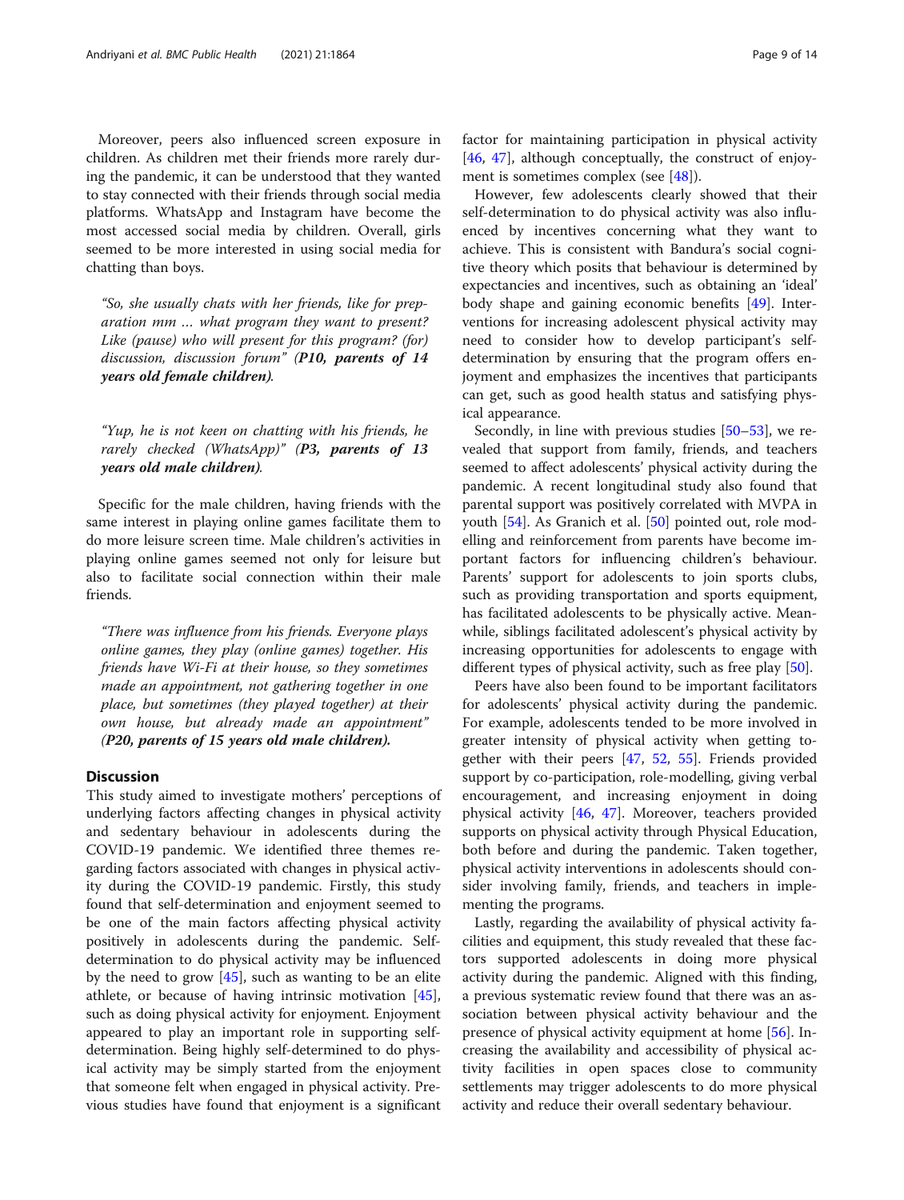Moreover, peers also influenced screen exposure in children. As children met their friends more rarely during the pandemic, it can be understood that they wanted to stay connected with their friends through social media platforms. WhatsApp and Instagram have become the most accessed social media by children. Overall, girls seemed to be more interested in using social media for chatting than boys.

> *"So, she usually chats with her friends, like for preparation mm … what program they want to present? Like (pause) who will present for this program? (for) discussion, discussion forum"* ***(P10, parents of 14 years old female children)***.

> *"Yup, he is not keen on chatting with his friends, he rarely checked (WhatsApp)"* ***(P3, parents of 13 years old male children)***.

Specific for the male children, having friends with the same interest in playing online games facilitate them to do more leisure screen time. Male children's activities in playing online games seemed not only for leisure but also to facilitate social connection within their male friends.

> *"There was influence from his friends. Everyone plays online games, they play (online games) together. His friends have Wi-Fi at their house, so they sometimes made an appointment, not gathering together in one place, but sometimes (they played together) at their own house, but already made an appointment"* ***(P20, parents of 15 years old male children).***

## Discussion

This study aimed to investigate mothers' perceptions of underlying factors affecting changes in physical activity and sedentary behaviour in adolescents during the COVID-19 pandemic. We identified three themes regarding factors associated with changes in physical activity during the COVID-19 pandemic. Firstly, this study found that self-determination and enjoyment seemed to be one of the main factors affecting physical activity positively in adolescents during the pandemic. Self-determination to do physical activity may be influenced by the need to grow [45], such as wanting to be an elite athlete, or because of having intrinsic motivation [45], such as doing physical activity for enjoyment. Enjoyment appeared to play an important role in supporting self-determination. Being highly self-determined to do physical activity may be simply started from the enjoyment that someone felt when engaged in physical activity. Previous studies have found that enjoyment is a significant factor for maintaining participation in physical activity [46, 47], although conceptually, the construct of enjoyment is sometimes complex (see [48]).

However, few adolescents clearly showed that their self-determination to do physical activity was also influenced by incentives concerning what they want to achieve. This is consistent with Bandura's social cognitive theory which posits that behaviour is determined by expectancies and incentives, such as obtaining an 'ideal' body shape and gaining economic benefits [49]. Interventions for increasing adolescent physical activity may need to consider how to develop participant's self-determination by ensuring that the program offers enjoyment and emphasizes the incentives that participants can get, such as good health status and satisfying physical appearance.

Secondly, in line with previous studies [50–53], we revealed that support from family, friends, and teachers seemed to affect adolescents' physical activity during the pandemic. A recent longitudinal study also found that parental support was positively correlated with MVPA in youth [54]. As Granich et al. [50] pointed out, role modelling and reinforcement from parents have become important factors for influencing children's behaviour. Parents' support for adolescents to join sports clubs, such as providing transportation and sports equipment, has facilitated adolescents to be physically active. Meanwhile, siblings facilitated adolescent's physical activity by increasing opportunities for adolescents to engage with different types of physical activity, such as free play [50].

Peers have also been found to be important facilitators for adolescents' physical activity during the pandemic. For example, adolescents tended to be more involved in greater intensity of physical activity when getting together with their peers [47, 52, 55]. Friends provided support by co-participation, role-modelling, giving verbal encouragement, and increasing enjoyment in doing physical activity [46, 47]. Moreover, teachers provided supports on physical activity through Physical Education, both before and during the pandemic. Taken together, physical activity interventions in adolescents should consider involving family, friends, and teachers in implementing the programs.

Lastly, regarding the availability of physical activity facilities and equipment, this study revealed that these factors supported adolescents in doing more physical activity during the pandemic. Aligned with this finding, a previous systematic review found that there was an association between physical activity behaviour and the presence of physical activity equipment at home [56]. Increasing the availability and accessibility of physical activity facilities in open spaces close to community settlements may trigger adolescents to do more physical activity and reduce their overall sedentary behaviour.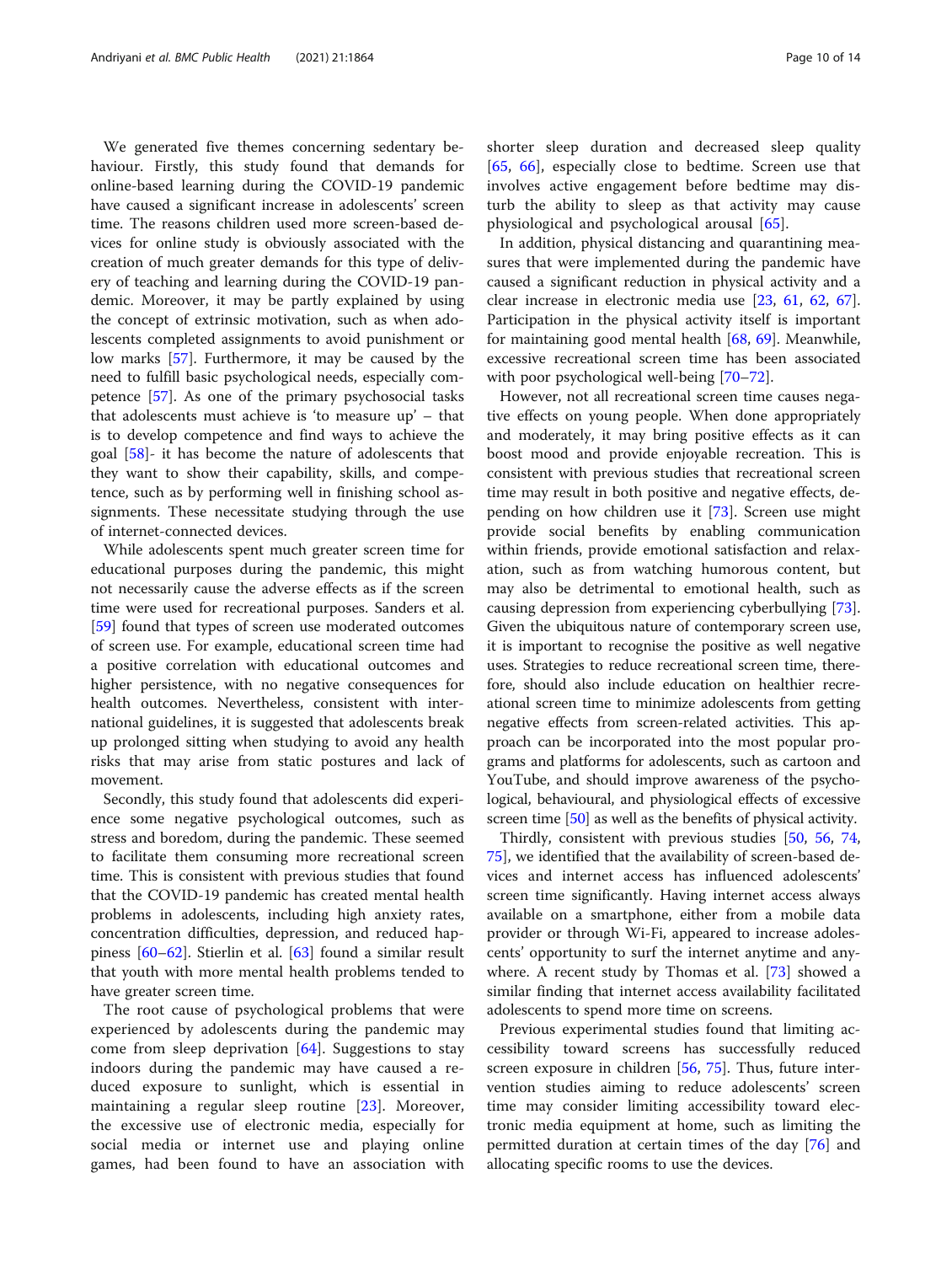We generated five themes concerning sedentary behaviour. Firstly, this study found that demands for online-based learning during the COVID-19 pandemic have caused a significant increase in adolescents' screen time. The reasons children used more screen-based devices for online study is obviously associated with the creation of much greater demands for this type of delivery of teaching and learning during the COVID-19 pandemic. Moreover, it may be partly explained by using the concept of extrinsic motivation, such as when adolescents completed assignments to avoid punishment or low marks [57]. Furthermore, it may be caused by the need to fulfill basic psychological needs, especially competence [57]. As one of the primary psychosocial tasks that adolescents must achieve is 'to measure up' – that is to develop competence and find ways to achieve the goal [58]- it has become the nature of adolescents that they want to show their capability, skills, and competence, such as by performing well in finishing school assignments. These necessitate studying through the use of internet-connected devices.

While adolescents spent much greater screen time for educational purposes during the pandemic, this might not necessarily cause the adverse effects as if the screen time were used for recreational purposes. Sanders et al. [59] found that types of screen use moderated outcomes of screen use. For example, educational screen time had a positive correlation with educational outcomes and higher persistence, with no negative consequences for health outcomes. Nevertheless, consistent with international guidelines, it is suggested that adolescents break up prolonged sitting when studying to avoid any health risks that may arise from static postures and lack of movement.

Secondly, this study found that adolescents did experience some negative psychological outcomes, such as stress and boredom, during the pandemic. These seemed to facilitate them consuming more recreational screen time. This is consistent with previous studies that found that the COVID-19 pandemic has created mental health problems in adolescents, including high anxiety rates, concentration difficulties, depression, and reduced happiness [60–62]. Stierlin et al. [63] found a similar result that youth with more mental health problems tended to have greater screen time.

The root cause of psychological problems that were experienced by adolescents during the pandemic may come from sleep deprivation [64]. Suggestions to stay indoors during the pandemic may have caused a reduced exposure to sunlight, which is essential in maintaining a regular sleep routine [23]. Moreover, the excessive use of electronic media, especially for social media or internet use and playing online games, had been found to have an association with shorter sleep duration and decreased sleep quality [65, 66], especially close to bedtime. Screen use that involves active engagement before bedtime may disturb the ability to sleep as that activity may cause physiological and psychological arousal [65].

In addition, physical distancing and quarantining measures that were implemented during the pandemic have caused a significant reduction in physical activity and a clear increase in electronic media use [23, 61, 62, 67]. Participation in the physical activity itself is important for maintaining good mental health [68, 69]. Meanwhile, excessive recreational screen time has been associated with poor psychological well-being [70–72].

However, not all recreational screen time causes negative effects on young people. When done appropriately and moderately, it may bring positive effects as it can boost mood and provide enjoyable recreation. This is consistent with previous studies that recreational screen time may result in both positive and negative effects, depending on how children use it [73]. Screen use might provide social benefits by enabling communication within friends, provide emotional satisfaction and relaxation, such as from watching humorous content, but may also be detrimental to emotional health, such as causing depression from experiencing cyberbullying [73]. Given the ubiquitous nature of contemporary screen use, it is important to recognise the positive as well negative uses. Strategies to reduce recreational screen time, therefore, should also include education on healthier recreational screen time to minimize adolescents from getting negative effects from screen-related activities. This approach can be incorporated into the most popular programs and platforms for adolescents, such as cartoon and YouTube, and should improve awareness of the psychological, behavioural, and physiological effects of excessive screen time [50] as well as the benefits of physical activity.

Thirdly, consistent with previous studies [50, 56, 74, 75], we identified that the availability of screen-based devices and internet access has influenced adolescents' screen time significantly. Having internet access always available on a smartphone, either from a mobile data provider or through Wi-Fi, appeared to increase adolescents' opportunity to surf the internet anytime and anywhere. A recent study by Thomas et al. [73] showed a similar finding that internet access availability facilitated adolescents to spend more time on screens.

Previous experimental studies found that limiting accessibility toward screens has successfully reduced screen exposure in children [56, 75]. Thus, future intervention studies aiming to reduce adolescents' screen time may consider limiting accessibility toward electronic media equipment at home, such as limiting the permitted duration at certain times of the day [76] and allocating specific rooms to use the devices.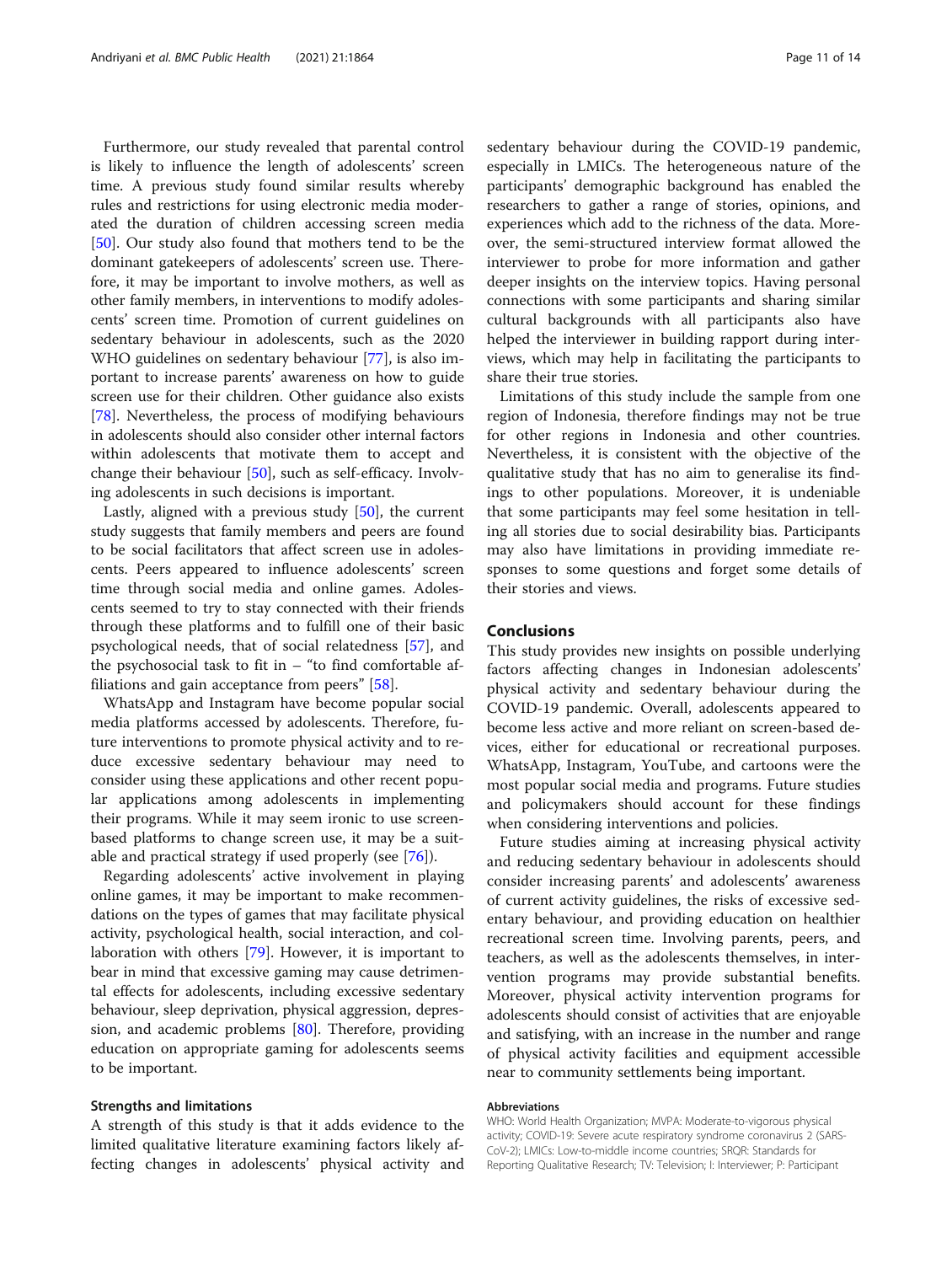Furthermore, our study revealed that parental control is likely to influence the length of adolescents' screen time. A previous study found similar results whereby rules and restrictions for using electronic media moderated the duration of children accessing screen media [50]. Our study also found that mothers tend to be the dominant gatekeepers of adolescents' screen use. Therefore, it may be important to involve mothers, as well as other family members, in interventions to modify adolescents' screen time. Promotion of current guidelines on sedentary behaviour in adolescents, such as the 2020 WHO guidelines on sedentary behaviour [77], is also important to increase parents' awareness on how to guide screen use for their children. Other guidance also exists [78]. Nevertheless, the process of modifying behaviours in adolescents should also consider other internal factors within adolescents that motivate them to accept and change their behaviour [50], such as self-efficacy. Involving adolescents in such decisions is important.

Lastly, aligned with a previous study [50], the current study suggests that family members and peers are found to be social facilitators that affect screen use in adolescents. Peers appeared to influence adolescents' screen time through social media and online games. Adolescents seemed to try to stay connected with their friends through these platforms and to fulfill one of their basic psychological needs, that of social relatedness [57], and the psychosocial task to fit in – "to find comfortable affiliations and gain acceptance from peers" [58].

WhatsApp and Instagram have become popular social media platforms accessed by adolescents. Therefore, future interventions to promote physical activity and to reduce excessive sedentary behaviour may need to consider using these applications and other recent popular applications among adolescents in implementing their programs. While it may seem ironic to use screen-based platforms to change screen use, it may be a suitable and practical strategy if used properly (see [76]).

Regarding adolescents' active involvement in playing online games, it may be important to make recommendations on the types of games that may facilitate physical activity, psychological health, social interaction, and collaboration with others [79]. However, it is important to bear in mind that excessive gaming may cause detrimental effects for adolescents, including excessive sedentary behaviour, sleep deprivation, physical aggression, depression, and academic problems [80]. Therefore, providing education on appropriate gaming for adolescents seems to be important.

### Strengths and limitations

A strength of this study is that it adds evidence to the limited qualitative literature examining factors likely affecting changes in adolescents' physical activity and sedentary behaviour during the COVID-19 pandemic, especially in LMICs. The heterogeneous nature of the participants' demographic background has enabled the researchers to gather a range of stories, opinions, and experiences which add to the richness of the data. Moreover, the semi-structured interview format allowed the interviewer to probe for more information and gather deeper insights on the interview topics. Having personal connections with some participants and sharing similar cultural backgrounds with all participants also have helped the interviewer in building rapport during interviews, which may help in facilitating the participants to share their true stories.

Limitations of this study include the sample from one region of Indonesia, therefore findings may not be true for other regions in Indonesia and other countries. Nevertheless, it is consistent with the objective of the qualitative study that has no aim to generalise its findings to other populations. Moreover, it is undeniable that some participants may feel some hesitation in telling all stories due to social desirability bias. Participants may also have limitations in providing immediate responses to some questions and forget some details of their stories and views.

## Conclusions

This study provides new insights on possible underlying factors affecting changes in Indonesian adolescents' physical activity and sedentary behaviour during the COVID-19 pandemic. Overall, adolescents appeared to become less active and more reliant on screen-based devices, either for educational or recreational purposes. WhatsApp, Instagram, YouTube, and cartoons were the most popular social media and programs. Future studies and policymakers should account for these findings when considering interventions and policies.

Future studies aiming at increasing physical activity and reducing sedentary behaviour in adolescents should consider increasing parents' and adolescents' awareness of current activity guidelines, the risks of excessive sedentary behaviour, and providing education on healthier recreational screen time. Involving parents, peers, and teachers, as well as the adolescents themselves, in intervention programs may provide substantial benefits. Moreover, physical activity intervention programs for adolescents should consist of activities that are enjoyable and satisfying, with an increase in the number and range of physical activity facilities and equipment accessible near to community settlements being important.

#### Abbreviations

WHO: World Health Organization; MVPA: Moderate-to-vigorous physical activity; COVID-19: Severe acute respiratory syndrome coronavirus 2 (SARS-CoV-2); LMICs: Low-to-middle income countries; SRQR: Standards for Reporting Qualitative Research; TV: Television; I: Interviewer; P: Participant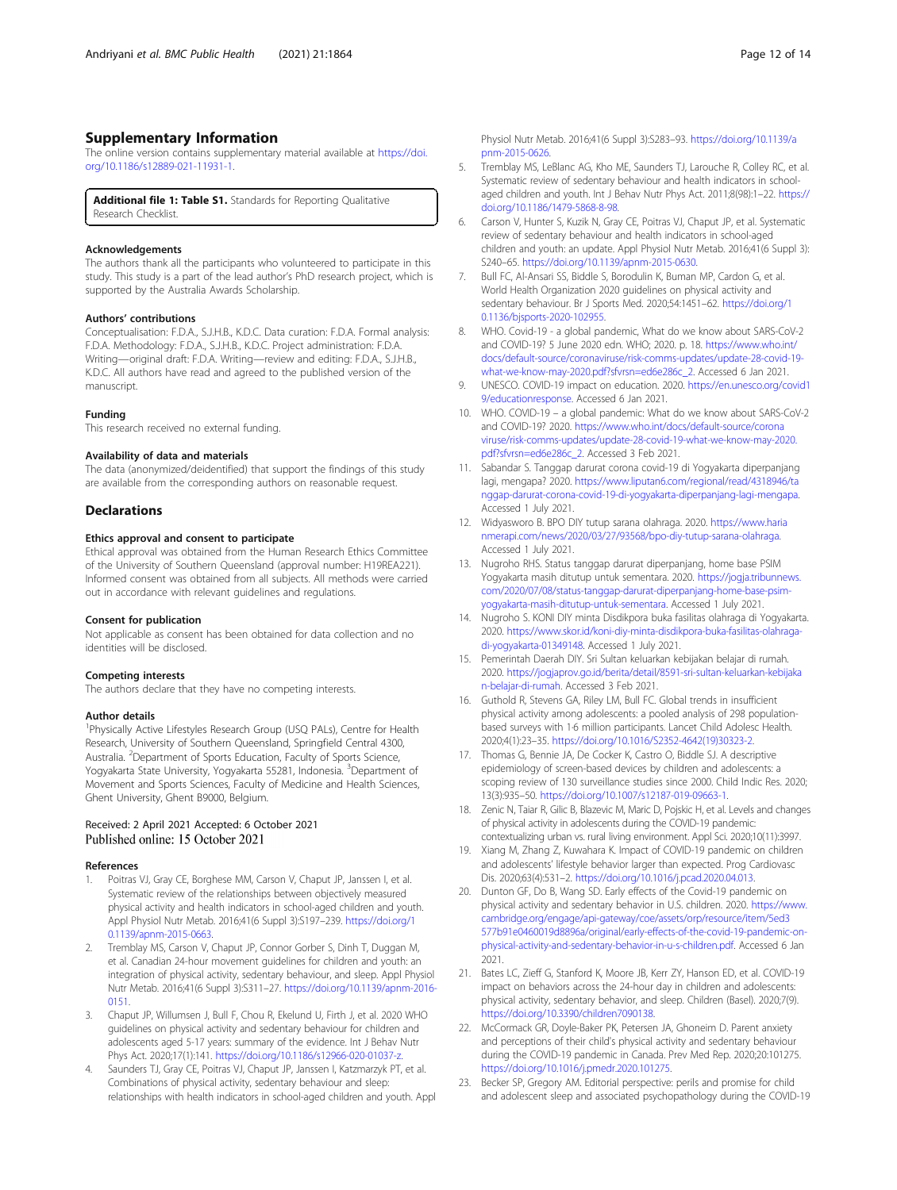## Supplementary Information

The online version contains supplementary material available at https://doi.org/10.1186/s12889-021-11931-1.

**Additional file 1: Table S1.** Standards for Reporting Qualitative Research Checklist.

### Acknowledgements

The authors thank all the participants who volunteered to participate in this study. This study is a part of the lead author's PhD research project, which is supported by the Australia Awards Scholarship.

### Authors' contributions

Conceptualisation: F.D.A., S.J.H.B., K.D.C. Data curation: F.D.A. Formal analysis: F.D.A. Methodology: F.D.A., S.J.H.B., K.D.C. Project administration: F.D.A. Writing—original draft: F.D.A. Writing—review and editing: F.D.A., S.J.H.B., K.D.C. All authors have read and agreed to the published version of the manuscript.

### Funding

This research received no external funding.

### Availability of data and materials

The data (anonymized/deidentified) that support the findings of this study are available from the corresponding authors on reasonable request.

## Declarations

### Ethics approval and consent to participate

Ethical approval was obtained from the Human Research Ethics Committee of the University of Southern Queensland (approval number: H19REA221). Informed consent was obtained from all subjects. All methods were carried out in accordance with relevant guidelines and regulations.

### Consent for publication

Not applicable as consent has been obtained for data collection and no identities will be disclosed.

### Competing interests

The authors declare that they have no competing interests.

### Author details

[1]Physically Active Lifestyles Research Group (USQ PALs), Centre for Health Research, University of Southern Queensland, Springfield Central 4300, Australia. [2]Department of Sports Education, Faculty of Sports Science, Yogyakarta State University, Yogyakarta 55281, Indonesia. [3]Department of Movement and Sports Sciences, Faculty of Medicine and Health Sciences, Ghent University, Ghent B9000, Belgium.

Received: 2 April 2021 Accepted: 6 October 2021
Published online: 15 October 2021

### References

1. Poitras VJ, Gray CE, Borghese MM, Carson V, Chaput JP, Janssen I, et al. Systematic review of the relationships between objectively measured physical activity and health indicators in school-aged children and youth. Appl Physiol Nutr Metab. 2016;41(6 Suppl 3):S197–239. https://doi.org/10.1139/apnm-2015-0663.
2. Tremblay MS, Carson V, Chaput JP, Connor Gorber S, Dinh T, Duggan M, et al. Canadian 24-hour movement guidelines for children and youth: an integration of physical activity, sedentary behaviour, and sleep. Appl Physiol Nutr Metab. 2016;41(6 Suppl 3):S311–27. https://doi.org/10.1139/apnm-2016-0151.
3. Chaput JP, Willumsen J, Bull F, Chou R, Ekelund U, Firth J, et al. 2020 WHO guidelines on physical activity and sedentary behaviour for children and adolescents aged 5-17 years: summary of the evidence. Int J Behav Nutr Phys Act. 2020;17(1):141. https://doi.org/10.1186/s12966-020-01037-z.
4. Saunders TJ, Gray CE, Poitras VJ, Chaput JP, Janssen I, Katzmarzyk PT, et al. Combinations of physical activity, sedentary behaviour and sleep: relationships with health indicators in school-aged children and youth. Appl Physiol Nutr Metab. 2016;41(6 Suppl 3):S283–93. https://doi.org/10.1139/apnm-2015-0626.
5. Tremblay MS, LeBlanc AG, Kho ME, Saunders TJ, Larouche R, Colley RC, et al. Systematic review of sedentary behaviour and health indicators in school-aged children and youth. Int J Behav Nutr Phys Act. 2011;8(98):1–22. https://doi.org/10.1186/1479-5868-8-98.
6. Carson V, Hunter S, Kuzik N, Gray CE, Poitras VJ, Chaput JP, et al. Systematic review of sedentary behaviour and health indicators in school-aged children and youth: an update. Appl Physiol Nutr Metab. 2016;41(6 Suppl 3): S240–65. https://doi.org/10.1139/apnm-2015-0630.
7. Bull FC, Al-Ansari SS, Biddle S, Borodulin K, Buman MP, Cardon G, et al. World Health Organization 2020 guidelines on physical activity and sedentary behaviour. Br J Sports Med. 2020;54:1451–62. https://doi.org/10.1136/bjsports-2020-102955.
8. WHO. Covid-19 - a global pandemic, What do we know about SARS-CoV-2 and COVID-19? 5 June 2020 edn. WHO; 2020. p. 18. https://www.who.int/docs/default-source/coronaviruse/risk-comms-updates/update-28-covid-19-what-we-know-may-2020.pdf?sfvrsn=ed6e286c_2. Accessed 6 Jan 2021.
9. UNESCO. COVID-19 impact on education. 2020. https://en.unesco.org/covid19/educationresponse. Accessed 6 Jan 2021.
10. WHO. COVID-19 – a global pandemic: What do we know about SARS-CoV-2 and COVID-19? 2020. https://www.who.int/docs/default-source/coronaviruse/risk-comms-updates/update-28-covid-19-what-we-know-may-2020.pdf?sfvrsn=ed6e286c_2. Accessed 3 Feb 2021.
11. Sabandar S. Tanggap darurat corona covid-19 di Yogyakarta diperpanjang lagi, mengapa? 2020. https://www.liputan6.com/regional/read/4318946/tanggap-darurat-corona-covid-19-di-yogyakarta-diperpanjang-lagi-mengapa. Accessed 1 July 2021.
12. Widyasworo B. BPO DIY tutup sarana olahraga. 2020. https://www.harianmerapi.com/news/2020/03/27/93568/bpo-diy-tutup-sarana-olahraga. Accessed 1 July 2021.
13. Nugroho RHS. Status tanggap darurat diperpanjang, home base PSIM Yogyakarta masih ditutup untuk sementara. 2020. https://jogja.tribunnews.com/2020/07/08/status-tanggap-darurat-diperpanjang-home-base-psim-yogyakarta-masih-ditutup-untuk-sementara. Accessed 1 July 2021.
14. Nugroho S. KONI DIY minta Disdikpora buka fasilitas olahraga di Yogyakarta. 2020. https://www.skor.id/koni-diy-minta-disdikpora-buka-fasilitas-olahraga-di-yogyakarta-01349148. Accessed 1 July 2021.
15. Pemerintah Daerah DIY. Sri Sultan keluarkan kebijakan belajar di rumah. 2020. https://jogjaprov.go.id/berita/detail/8591-sri-sultan-keluarkan-kebijakan-belajar-di-rumah. Accessed 3 Feb 2021.
16. Guthold R, Stevens GA, Riley LM, Bull FC. Global trends in insufficient physical activity among adolescents: a pooled analysis of 298 population-based surveys with 1·6 million participants. Lancet Child Adolesc Health. 2020;4(1):23–35. https://doi.org/10.1016/S2352-4642(19)30323-2.
17. Thomas G, Bennie JA, De Cocker K, Castro O, Biddle SJ. A descriptive epidemiology of screen-based devices by children and adolescents: a scoping review of 130 surveillance studies since 2000. Child Indic Res. 2020;13(3):935–50. https://doi.org/10.1007/s12187-019-09663-1.
18. Zenic N, Taiar R, Gilic B, Blazevic M, Maric D, Pojskic H, et al. Levels and changes of physical activity in adolescents during the COVID-19 pandemic: contextualizing urban vs. rural living environment. Appl Sci. 2020;10(11):3997.
19. Xiang M, Zhang Z, Kuwahara K. Impact of COVID-19 pandemic on children and adolescents' lifestyle behavior larger than expected. Prog Cardiovasc Dis. 2020;63(4):531–2. https://doi.org/10.1016/j.pcad.2020.04.013.
20. Dunton GF, Do B, Wang SD. Early effects of the Covid-19 pandemic on physical activity and sedentary behavior in U.S. children. 2020. https://www.cambridge.org/engage/api-gateway/coe/assets/orp/resource/item/5ed3577b91e0460019d8896a/original/early-effects-of-the-covid-19-pandemic-on-physical-activity-and-sedentary-behavior-in-u-s-children.pdf. Accessed 6 Jan 2021.
21. Bates LC, Zieff G, Stanford K, Moore JB, Kerr ZY, Hanson ED, et al. COVID-19 impact on behaviors across the 24-hour day in children and adolescents: physical activity, sedentary behavior, and sleep. Children (Basel). 2020;7(9). https://doi.org/10.3390/children7090138.
22. McCormack GR, Doyle-Baker PK, Petersen JA, Ghoneim D. Parent anxiety and perceptions of their child's physical activity and sedentary behaviour during the COVID-19 pandemic in Canada. Prev Med Rep. 2020;20:101275. https://doi.org/10.1016/j.pmedr.2020.101275.
23. Becker SP, Gregory AM. Editorial perspective: perils and promise for child and adolescent sleep and associated psychopathology during the COVID-19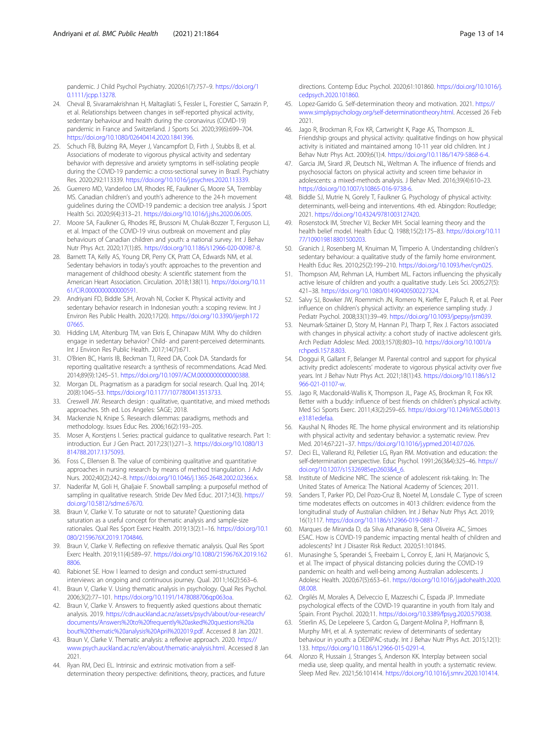pandemic. J Child Psychol Psychiatry. 2020;61(7):757–9. https://doi.org/10.1111/jcpp.13278.

24. Cheval B, Sivaramakrishnan H, Maltagliati S, Fessler L, Forestier C, Sarrazin P, et al. Relationships between changes in self-reported physical activity, sedentary behaviour and health during the coronavirus (COVID-19) pandemic in France and Switzerland. J Sports Sci. 2020;39(6):699–704. https://doi.org/10.1080/02640414.2020.1841396.
25. Schuch FB, Bulzing RA, Meyer J, Vancampfort D, Firth J, Stubbs B, et al. Associations of moderate to vigorous physical activity and sedentary behavior with depressive and anxiety symptoms in self-isolating people during the COVID-19 pandemic: a cross-sectional survey in Brazil. Psychiatry Res. 2020;292:113339. https://doi.org/10.1016/j.psychres.2020.113339.
26. Guerrero MD, Vanderloo LM, Rhodes RE, Faulkner G, Moore SA, Tremblay MS. Canadian children's and youth's adherence to the 24-h movement guidelines during the COVID-19 pandemic: a decision tree analysis. J Sport Health Sci. 2020;9(4):313–21. https://doi.org/10.1016/j.jshs.2020.06.005.
27. Moore SA, Faulkner G, Rhodes RE, Brussoni M, Chulak-Bozzer T, Ferguson LJ, et al. Impact of the COVID-19 virus outbreak on movement and play behaviours of Canadian children and youth: a national survey. Int J Behav Nutr Phys Act. 2020;17(1):85. https://doi.org/10.1186/s12966-020-00987-8.
28. Barnett TA, Kelly AS, Young DR, Perry CK, Pratt CA, Edwards NM, et al. Sedentary behaviors in today's youth: approaches to the prevention and management of childhood obesity: A scientific statement from the American Heart Association. Circulation. 2018;138(11). https://doi.org/10.1161/CIR.0000000000000591.
29. Andriyani FD, Biddle SJH, Arovah NI, Cocker K. Physical activity and sedentary behavior research in Indonesian youth: a scoping review. Int J Environ Res Public Health. 2020;17(20). https://doi.org/10.3390/ijerph17207665.
30. Hidding LM, Altenburg TM, van Ekris E, Chinapaw MJM. Why do children engage in sedentary behavior? Child- and parent-perceived determinants. Int J Environ Res Public Health. 2017;14(7):671.
31. O'Brien BC, Harris IB, Beckman TJ, Reed DA, Cook DA. Standards for reporting qualitative research: a synthesis of recommendations. Acad Med. 2014;89(9):1245–51. https://doi.org/10.1097/ACM.0000000000000388.
32. Morgan DL. Pragmatism as a paradigm for social research. Qual Inq. 2014;20(8):1045–53. https://doi.org/10.1177/1077800413513733.
33. Creswell JW. Research design : qualitative, quantitative, and mixed methods approaches. 5th ed. Los Angeles: SAGE; 2018.
34. Mackenzie N, Knipe S. Research dilemmas: paradigms, methods and methodology. Issues Educ Res. 2006;16(2):193–205.
35. Moser A, Korstjens I. Series: practical guidance to qualitative research. Part 1: introduction. Eur J Gen Pract. 2017;23(1):271–3. https://doi.org/10.1080/13814788.2017.1375093.
36. Foss C, Ellensen B. The value of combining qualitative and quantitative approaches in nursing research by means of method triangulation. J Adv Nurs. 2002;40(2):242–8. https://doi.org/10.1046/j.1365-2648.2002.02366.x.
37. Naderifar M, Goli H, Ghaljaie F. Snowball sampling: a purposeful method of sampling in qualitative research. Stride Dev Med Educ. 2017;14(3). https://doi.org/10.5812/sdme.67670.
38. Braun V, Clarke V. To saturate or not to saturate? Questioning data saturation as a useful concept for thematic analysis and sample-size rationales. Qual Res Sport Exerc Health. 2019;13(2):1–16. https://doi.org/10.1080/2159676X.2019.1704846.
39. Braun V, Clarke V. Reflecting on reflexive thematic analysis. Qual Res Sport Exerc Health. 2019;11(4):589–97. https://doi.org/10.1080/2159676X.2019.1628806.
40. Rabionet SE. How I learned to design and conduct semi-structured interviews: an ongoing and continuous journey. Qual. 2011;16(2):563–6.
41. Braun V, Clarke V. Using thematic analysis in psychology. Qual Res Psychol. 2006;3(2):77–101. https://doi.org/10.1191/1478088706qp063oa.
42. Braun V, Clarke V. Answers to frequently asked questions about thematic analysis. 2019. https://cdn.auckland.ac.nz/assets/psych/about/our-research/documents/Answers%20to%20frequently%20asked%20questions%20about%20thematic%20analysis%20April%202019.pdf. Accessed 8 Jan 2021.
43. Braun V, Clarke V. Thematic analysis: a reflexive approach. 2020. https://www.psych.auckland.ac.nz/en/about/thematic-analysis.html. Accessed 8 Jan 2021.
44. Ryan RM, Deci EL. Intrinsic and extrinsic motivation from a self-determination theory perspective: definitions, theory, practices, and future directions. Contemp Educ Psychol. 2020;61:101860. https://doi.org/10.1016/j.cedpsych.2020.101860.
45. Lopez-Garrido G. Self-determination theory and motivation. 2021. https://www.simplypsychology.org/self-determinationtheory.html. Accessed 26 Feb 2021.
46. Jago R, Brockman R, Fox KR, Cartwright K, Page AS, Thompson JL. Friendship groups and physical activity: qualitative findings on how physical activity is initiated and maintained among 10-11 year old children. Int J Behav Nutr Phys Act. 2009;6(1):4. https://doi.org/10.1186/1479-5868-6-4.
47. Garcia JM, Sirard JR, Deutsch NL, Weltman A. The influence of friends and psychosocial factors on physical activity and screen time behavior in adolescents: a mixed-methods analysis. J Behav Med. 2016;39(4):610–23. https://doi.org/10.1007/s10865-016-9738-6.
48. Biddle SJ, Mutrie N, Gorely T, Faulkner G. Psychology of physical activity: determinants, well-being and interventions. 4th ed. Abingdon: Routledge; 2021. https://doi.org/10.4324/9781003127420.
49. Rosenstock IM, Strecher VJ, Becker MH. Social learning theory and the health belief model. Health Educ Q. 1988;15(2):175–83. https://doi.org/10.1177/109019818801500203.
50. Granich J, Rosenberg M, Knuiman M, Timperio A. Understanding children's sedentary behaviour: a qualitative study of the family home environment. Health Educ Res. 2010;25(2):199–210. https://doi.org/10.1093/her/cyn025.
51. Thompson AM, Rehman LA, Humbert ML. Factors influencing the physically active leisure of children and youth: a qualitative study. Leis Sci. 2005;27(5):421–38. https://doi.org/10.1080/01490400500227324.
52. Salvy SJ, Bowker JW, Roemmich JN, Romero N, Kieffer E, Paluch R, et al. Peer influence on children's physical activity: an experience sampling study. J Pediatr Psychol. 2008;33(1):39–49. https://doi.org/10.1093/jpepsy/jsm039.
53. Neumark-Sztainer D, Story M, Hannan PJ, Tharp T, Rex J. Factors associated with changes in physical activity: a cohort study of inactive adolescent girls. Arch Pediatr Adolesc Med. 2003;157(8):803–10. https://doi.org/10.1001/archpedi.157.8.803.
54. Doggui R, Gallant F, Belanger M. Parental control and support for physical activity predict adolescents' moderate to vigorous physical activity over five years. Int J Behav Nutr Phys Act. 2021;18(1):43. https://doi.org/10.1186/s12966-021-01107-w.
55. Jago R, Macdonald-Wallis K, Thompson JL, Page AS, Brockman R, Fox KR. Better with a buddy: influence of best friends on children's physical activity. Med Sci Sports Exerc. 2011;43(2):259–65. https://doi.org/10.1249/MSS.0b013e3181edefaa.
56. Kaushal N, Rhodes RE. The home physical environment and its relationship with physical activity and sedentary behavior: a systematic review. Prev Med. 2014;67:221–37. https://doi.org/10.1016/j.ypmed.2014.07.026.
57. Deci EL, Vallerand RJ, Pelletier LG, Ryan RM. Motivation and education: the self-determination perspective. Educ Psychol. 1991;26(3&4):325–46. https://doi.org/10.1207/s15326985ep2603&4_6.
58. Institute of Medicine NRC. The science of adolescent risk-taking. In: The United States of America: The National Academy of Sciences; 2011.
59. Sanders T, Parker PD, Del Pozo-Cruz B, Noetel M, Lonsdale C. Type of screen time moderates effects on outcomes in 4013 children: evidence from the longitudinal study of Australian children. Int J Behav Nutr Phys Act. 2019;16(1):117. https://doi.org/10.1186/s12966-019-0881-7.
60. Marques de Miranda D, da Silva Athanasio B, Sena Oliveira AC, Simoes ESAC. How is COVID-19 pandemic impacting mental health of children and adolescents? Int J Disaster Risk Reduct. 2020;51:101845.
61. Munasinghe S, Sperandei S, Freebairn L, Conroy E, Jani H, Marjanovic S, et al. The impact of physical distancing policies during the COVID-19 pandemic on health and well-being among Australian adolescents. J Adolesc Health. 2020;67(5):653–61. https://doi.org/10.1016/j.jadohealth.2020.08.008.
62. Orgilés M, Morales A, Delveccio E, Mazzeschi C, Espada JP. Immediate psychological effects of the COVID-19 quarantine in youth from Italy and Spain. Front Psychol. 2020;11. https://doi.org/10.3389/fpsyg.2020.579038.
63. Stierlin AS, De Lepeleere S, Cardon G, Dargent-Molina P, Hoffmann B, Murphy MH, et al. A systematic review of determinants of sedentary behaviour in youth: a DEDIPAC-study. Int J Behav Nutr Phys Act. 2015;12(1):133. https://doi.org/10.1186/s12966-015-0291-4.
64. Alonzo R, Hussain J, Stranges S, Anderson KK. Interplay between social media use, sleep quality, and mental health in youth: a systematic review. Sleep Med Rev. 2021;56:101414. https://doi.org/10.1016/j.smrv.2020.101414.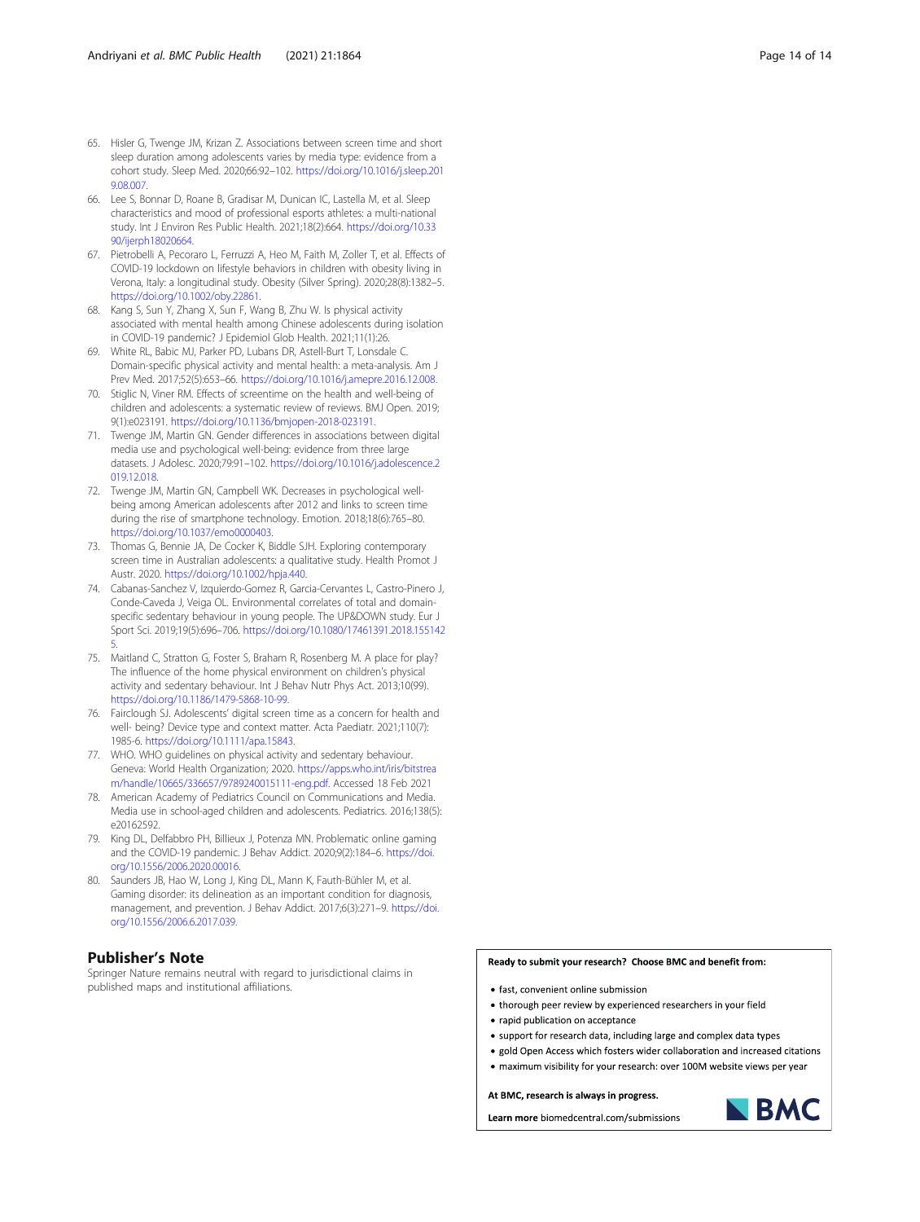65. Hisler G, Twenge JM, Krizan Z. Associations between screen time and short sleep duration among adolescents varies by media type: evidence from a cohort study. Sleep Med. 2020;66:92–102. https://doi.org/10.1016/j.sleep.2019.08.007.
66. Lee S, Bonnar D, Roane B, Gradisar M, Dunican IC, Lastella M, et al. Sleep characteristics and mood of professional esports athletes: a multi-national study. Int J Environ Res Public Health. 2021;18(2):664. https://doi.org/10.3390/ijerph18020664.
67. Pietrobelli A, Pecoraro L, Ferruzzi A, Heo M, Faith M, Zoller T, et al. Effects of COVID-19 lockdown on lifestyle behaviors in children with obesity living in Verona, Italy: a longitudinal study. Obesity (Silver Spring). 2020;28(8):1382–5. https://doi.org/10.1002/oby.22861.
68. Kang S, Sun Y, Zhang X, Sun F, Wang B, Zhu W. Is physical activity associated with mental health among Chinese adolescents during isolation in COVID-19 pandemic? J Epidemiol Glob Health. 2021;11(1):26.
69. White RL, Babic MJ, Parker PD, Lubans DR, Astell-Burt T, Lonsdale C. Domain-specific physical activity and mental health: a meta-analysis. Am J Prev Med. 2017;52(5):653–66. https://doi.org/10.1016/j.amepre.2016.12.008.
70. Stiglic N, Viner RM. Effects of screentime on the health and well-being of children and adolescents: a systematic review of reviews. BMJ Open. 2019; 9(1):e023191. https://doi.org/10.1136/bmjopen-2018-023191.
71. Twenge JM, Martin GN. Gender differences in associations between digital media use and psychological well-being: evidence from three large datasets. J Adolesc. 2020;79:91–102. https://doi.org/10.1016/j.adolescence.2019.12.018.
72. Twenge JM, Martin GN, Campbell WK. Decreases in psychological well-being among American adolescents after 2012 and links to screen time during the rise of smartphone technology. Emotion. 2018;18(6):765–80. https://doi.org/10.1037/emo0000403.
73. Thomas G, Bennie JA, De Cocker K, Biddle SJH. Exploring contemporary screen time in Australian adolescents: a qualitative study. Health Promot J Austr. 2020. https://doi.org/10.1002/hpja.440.
74. Cabanas-Sanchez V, Izquierdo-Gomez R, Garcia-Cervantes L, Castro-Pinero J, Conde-Caveda J, Veiga OL. Environmental correlates of total and domain-specific sedentary behaviour in young people. The UP&DOWN study. Eur J Sport Sci. 2019;19(5):696–706. https://doi.org/10.1080/17461391.2018.1551425.
75. Maitland C, Stratton G, Foster S, Braham R, Rosenberg M. A place for play? The influence of the home physical environment on children's physical activity and sedentary behaviour. Int J Behav Nutr Phys Act. 2013;10(99). https://doi.org/10.1186/1479-5868-10-99.
76. Fairclough SJ. Adolescents' digital screen time as a concern for health and well- being? Device type and context matter. Acta Paediatr. 2021;110(7): 1985-6. https://doi.org/10.1111/apa.15843.
77. WHO. WHO guidelines on physical activity and sedentary behaviour. Geneva: World Health Organization; 2020. https://apps.who.int/iris/bitstream/handle/10665/336657/9789240015111-eng.pdf. Accessed 18 Feb 2021
78. American Academy of Pediatrics Council on Communications and Media. Media use in school-aged children and adolescents. Pediatrics. 2016;138(5): e20162592.
79. King DL, Delfabbro PH, Billieux J, Potenza MN. Problematic online gaming and the COVID-19 pandemic. J Behav Addict. 2020;9(2):184–6. https://doi.org/10.1556/2006.2020.00016.
80. Saunders JB, Hao W, Long J, King DL, Mann K, Fauth-Bühler M, et al. Gaming disorder: its delineation as an important condition for diagnosis, management, and prevention. J Behav Addict. 2017;6(3):271–9. https://doi.org/10.1556/2006.6.2017.039.

## Publisher's Note

Springer Nature remains neutral with regard to jurisdictional claims in published maps and institutional affiliations.